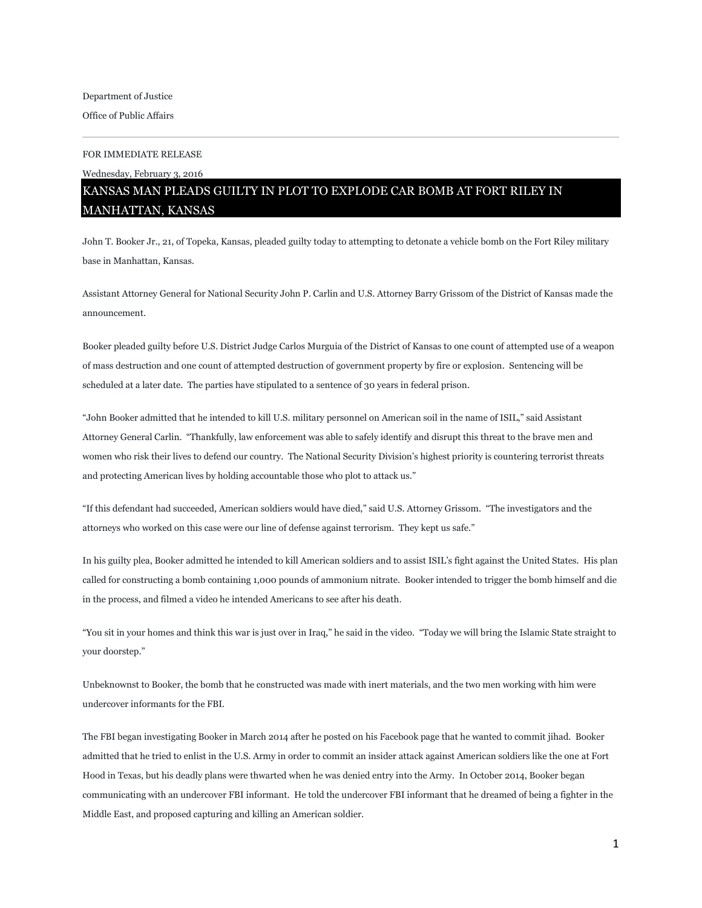Department of Justice

Office of Public Affairs

---

FOR IMMEDIATE RELEASE

Wednesday, February 3, 2016

# KANSAS MAN PLEADS GUILTY IN PLOT TO EXPLODE CAR BOMB AT FORT RILEY IN MANHATTAN, KANSAS

John T. Booker Jr., 21, of Topeka, Kansas, pleaded guilty today to attempting to detonate a vehicle bomb on the Fort Riley military base in Manhattan, Kansas.

Assistant Attorney General for National Security John P. Carlin and U.S. Attorney Barry Grissom of the District of Kansas made the announcement.

Booker pleaded guilty before U.S. District Judge Carlos Murguia of the District of Kansas to one count of attempted use of a weapon of mass destruction and one count of attempted destruction of government property by fire or explosion. Sentencing will be scheduled at a later date. The parties have stipulated to a sentence of 30 years in federal prison.

"John Booker admitted that he intended to kill U.S. military personnel on American soil in the name of ISIL," said Assistant Attorney General Carlin. "Thankfully, law enforcement was able to safely identify and disrupt this threat to the brave men and women who risk their lives to defend our country. The National Security Division's highest priority is countering terrorist threats and protecting American lives by holding accountable those who plot to attack us."

"If this defendant had succeeded, American soldiers would have died," said U.S. Attorney Grissom. "The investigators and the attorneys who worked on this case were our line of defense against terrorism. They kept us safe."

In his guilty plea, Booker admitted he intended to kill American soldiers and to assist ISIL's fight against the United States. His plan called for constructing a bomb containing 1,000 pounds of ammonium nitrate. Booker intended to trigger the bomb himself and die in the process, and filmed a video he intended Americans to see after his death.

"You sit in your homes and think this war is just over in Iraq," he said in the video. "Today we will bring the Islamic State straight to your doorstep."

Unbeknownst to Booker, the bomb that he constructed was made with inert materials, and the two men working with him were undercover informants for the FBI.

The FBI began investigating Booker in March 2014 after he posted on his Facebook page that he wanted to commit jihad. Booker admitted that he tried to enlist in the U.S. Army in order to commit an insider attack against American soldiers like the one at Fort Hood in Texas, but his deadly plans were thwarted when he was denied entry into the Army. In October 2014, Booker began communicating with an undercover FBI informant. He told the undercover FBI informant that he dreamed of being a fighter in the Middle East, and proposed capturing and killing an American soldier.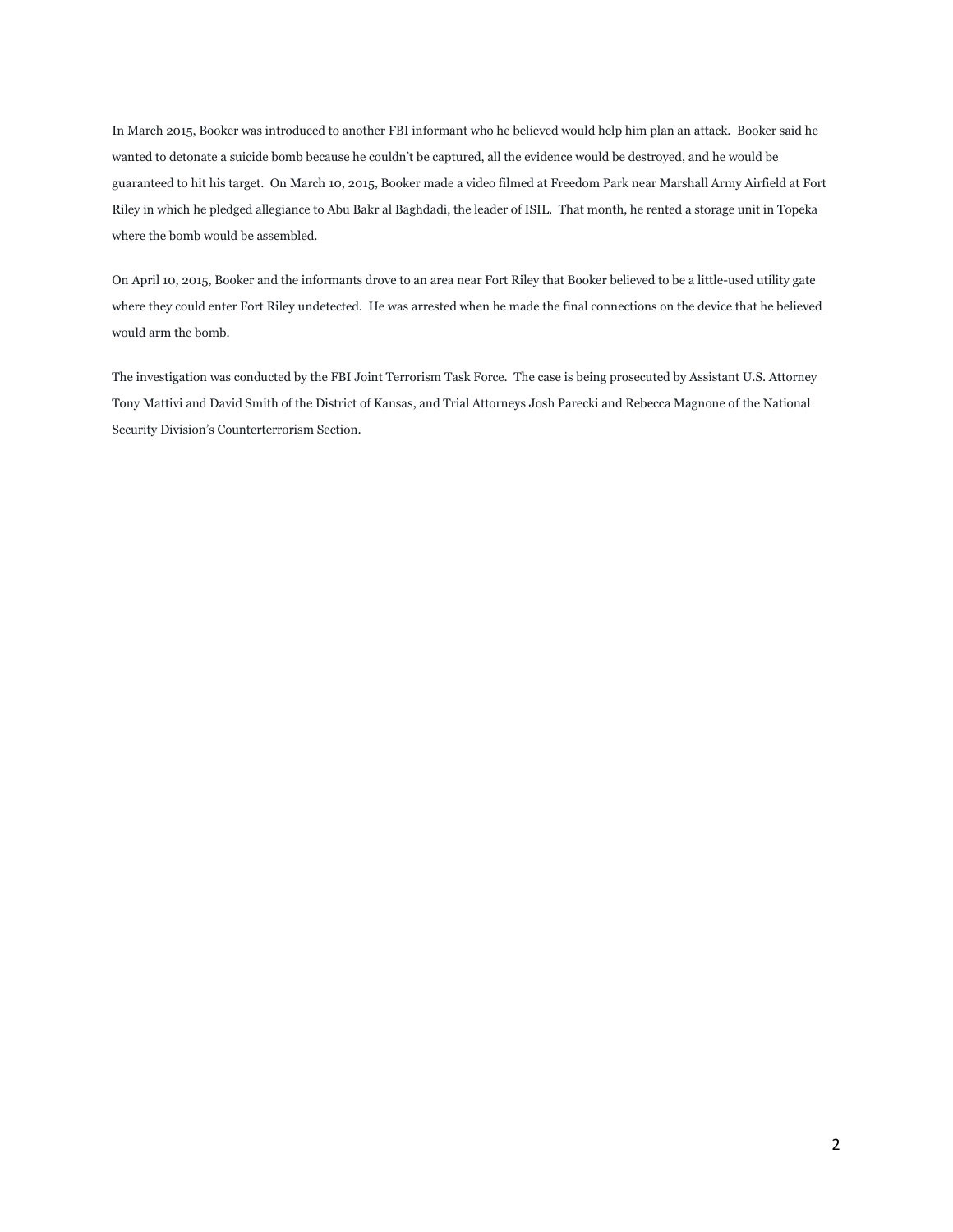In March 2015, Booker was introduced to another FBI informant who he believed would help him plan an attack. Booker said he wanted to detonate a suicide bomb because he couldn't be captured, all the evidence would be destroyed, and he would be guaranteed to hit his target. On March 10, 2015, Booker made a video filmed at Freedom Park near Marshall Army Airfield at Fort Riley in which he pledged allegiance to Abu Bakr al Baghdadi, the leader of ISIL. That month, he rented a storage unit in Topeka where the bomb would be assembled.

On April 10, 2015, Booker and the informants drove to an area near Fort Riley that Booker believed to be a little-used utility gate where they could enter Fort Riley undetected. He was arrested when he made the final connections on the device that he believed would arm the bomb.

The investigation was conducted by the FBI Joint Terrorism Task Force. The case is being prosecuted by Assistant U.S. Attorney Tony Mattivi and David Smith of the District of Kansas, and Trial Attorneys Josh Parecki and Rebecca Magnone of the National Security Division's Counterterrorism Section.